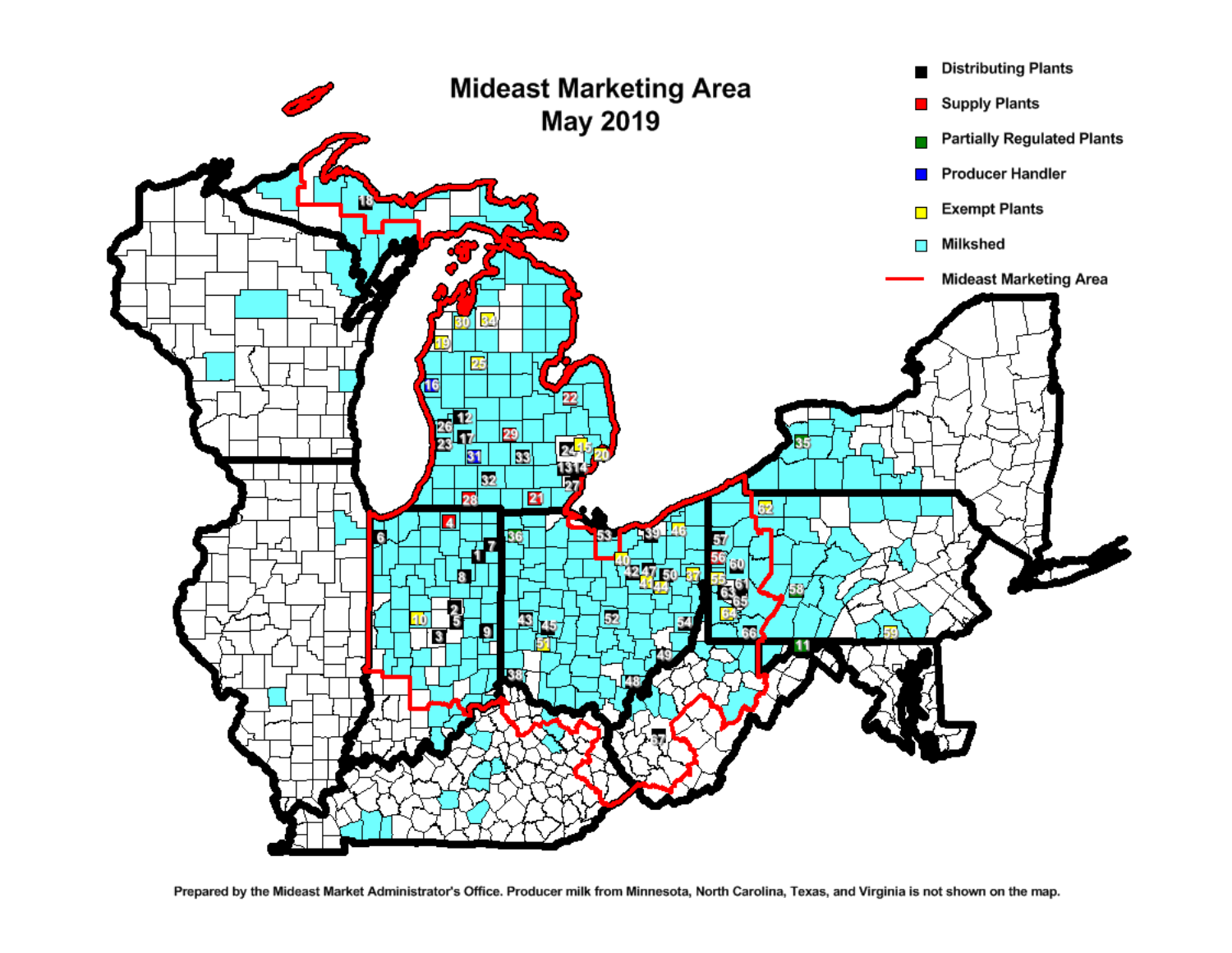# Mideast Marketing Area
## May 2019

- Distributing Plants
- Supply Plants
- Partially Regulated Plants
- Producer Handler
- Exempt Plants
- Milkshed
- Mideast Marketing Area

Prepared by the Mideast Market Administrator's Office. Producer milk from Minnesota, North Carolina, Texas, and Virginia is not shown on the map.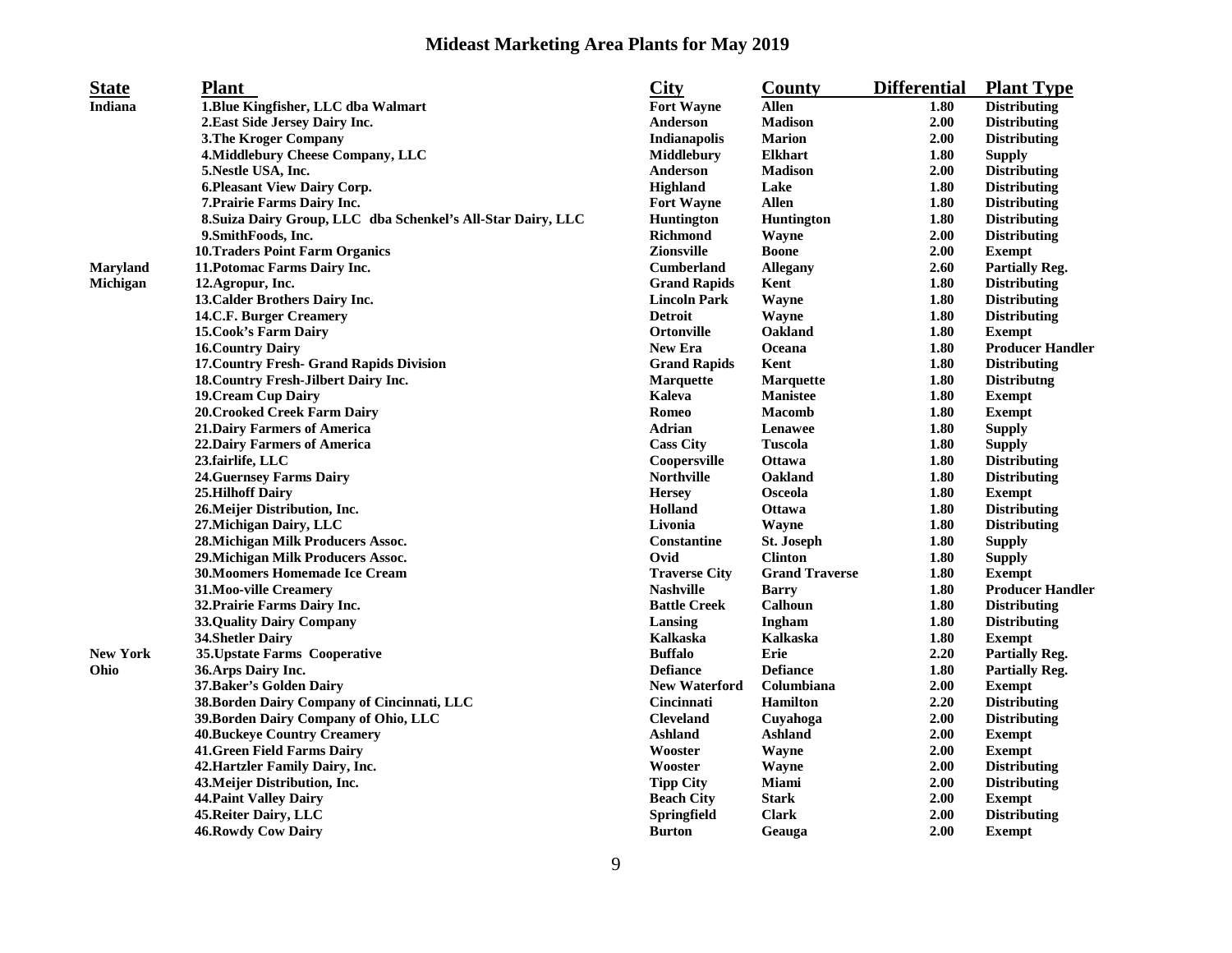# Mideast Marketing Area Plants for May 2019

| State | Plant | City | County | Differential | Plant Type |
|---|---|---|---|---|---|
| Indiana | 1.Blue Kingfisher, LLC dba Walmart | Fort Wayne | Allen | 1.80 | Distributing |
| | 2.East Side Jersey Dairy Inc. | Anderson | Madison | 2.00 | Distributing |
| | 3.The Kroger Company | Indianapolis | Marion | 2.00 | Distributing |
| | 4.Middlebury Cheese Company, LLC | Middlebury | Elkhart | 1.80 | Supply |
| | 5.Nestle USA, Inc. | Anderson | Madison | 2.00 | Distributing |
| | 6.Pleasant View Dairy Corp. | Highland | Lake | 1.80 | Distributing |
| | 7.Prairie Farms Dairy Inc. | Fort Wayne | Allen | 1.80 | Distributing |
| | 8.Suiza Dairy Group, LLC dba Schenkel's All-Star Dairy, LLC | Huntington | Huntington | 1.80 | Distributing |
| | 9.SmithFoods, Inc. | Richmond | Wayne | 2.00 | Distributing |
| | 10.Traders Point Farm Organics | Zionsville | Boone | 2.00 | Exempt |
| Maryland | 11.Potomac Farms Dairy Inc. | Cumberland | Allegany | 2.60 | Partially Reg. |
| Michigan | 12.Agropur, Inc. | Grand Rapids | Kent | 1.80 | Distributing |
| | 13.Calder Brothers Dairy Inc. | Lincoln Park | Wayne | 1.80 | Distributing |
| | 14.C.F. Burger Creamery | Detroit | Wayne | 1.80 | Distributing |
| | 15.Cook's Farm Dairy | Ortonville | Oakland | 1.80 | Exempt |
| | 16.Country Dairy | New Era | Oceana | 1.80 | Producer Handler |
| | 17.Country Fresh- Grand Rapids Division | Grand Rapids | Kent | 1.80 | Distributing |
| | 18.Country Fresh-Jilbert Dairy Inc. | Marquette | Marquette | 1.80 | Distributng |
| | 19.Cream Cup Dairy | Kaleva | Manistee | 1.80 | Exempt |
| | 20.Crooked Creek Farm Dairy | Romeo | Macomb | 1.80 | Exempt |
| | 21.Dairy Farmers of America | Adrian | Lenawee | 1.80 | Supply |
| | 22.Dairy Farmers of America | Cass City | Tuscola | 1.80 | Supply |
| | 23.fairlife, LLC | Coopersville | Ottawa | 1.80 | Distributing |
| | 24.Guernsey Farms Dairy | Northville | Oakland | 1.80 | Distributing |
| | 25.Hilhoff Dairy | Hersey | Osceola | 1.80 | Exempt |
| | 26.Meijer Distribution, Inc. | Holland | Ottawa | 1.80 | Distributing |
| | 27.Michigan Dairy, LLC | Livonia | Wayne | 1.80 | Distributing |
| | 28.Michigan Milk Producers Assoc. | Constantine | St. Joseph | 1.80 | Supply |
| | 29.Michigan Milk Producers Assoc. | Ovid | Clinton | 1.80 | Supply |
| | 30.Moomers Homemade Ice Cream | Traverse City | Grand Traverse | 1.80 | Exempt |
| | 31.Moo-ville Creamery | Nashville | Barry | 1.80 | Producer Handler |
| | 32.Prairie Farms Dairy Inc. | Battle Creek | Calhoun | 1.80 | Distributing |
| | 33.Quality Dairy Company | Lansing | Ingham | 1.80 | Distributing |
| | 34.Shetler Dairy | Kalkaska | Kalkaska | 1.80 | Exempt |
| New York | 35.Upstate Farms Cooperative | Buffalo | Erie | 2.20 | Partially Reg. |
| Ohio | 36.Arps Dairy Inc. | Defiance | Defiance | 1.80 | Partially Reg. |
| | 37.Baker's Golden Dairy | New Waterford | Columbiana | 2.00 | Exempt |
| | 38.Borden Dairy Company of Cincinnati, LLC | Cincinnati | Hamilton | 2.20 | Distributing |
| | 39.Borden Dairy Company of Ohio, LLC | Cleveland | Cuyahoga | 2.00 | Distributing |
| | 40.Buckeye Country Creamery | Ashland | Ashland | 2.00 | Exempt |
| | 41.Green Field Farms Dairy | Wooster | Wayne | 2.00 | Exempt |
| | 42.Hartzler Family Dairy, Inc. | Wooster | Wayne | 2.00 | Distributing |
| | 43.Meijer Distribution, Inc. | Tipp City | Miami | 2.00 | Distributing |
| | 44.Paint Valley Dairy | Beach City | Stark | 2.00 | Exempt |
| | 45.Reiter Dairy, LLC | Springfield | Clark | 2.00 | Distributing |
| | 46.Rowdy Cow Dairy | Burton | Geauga | 2.00 | Exempt |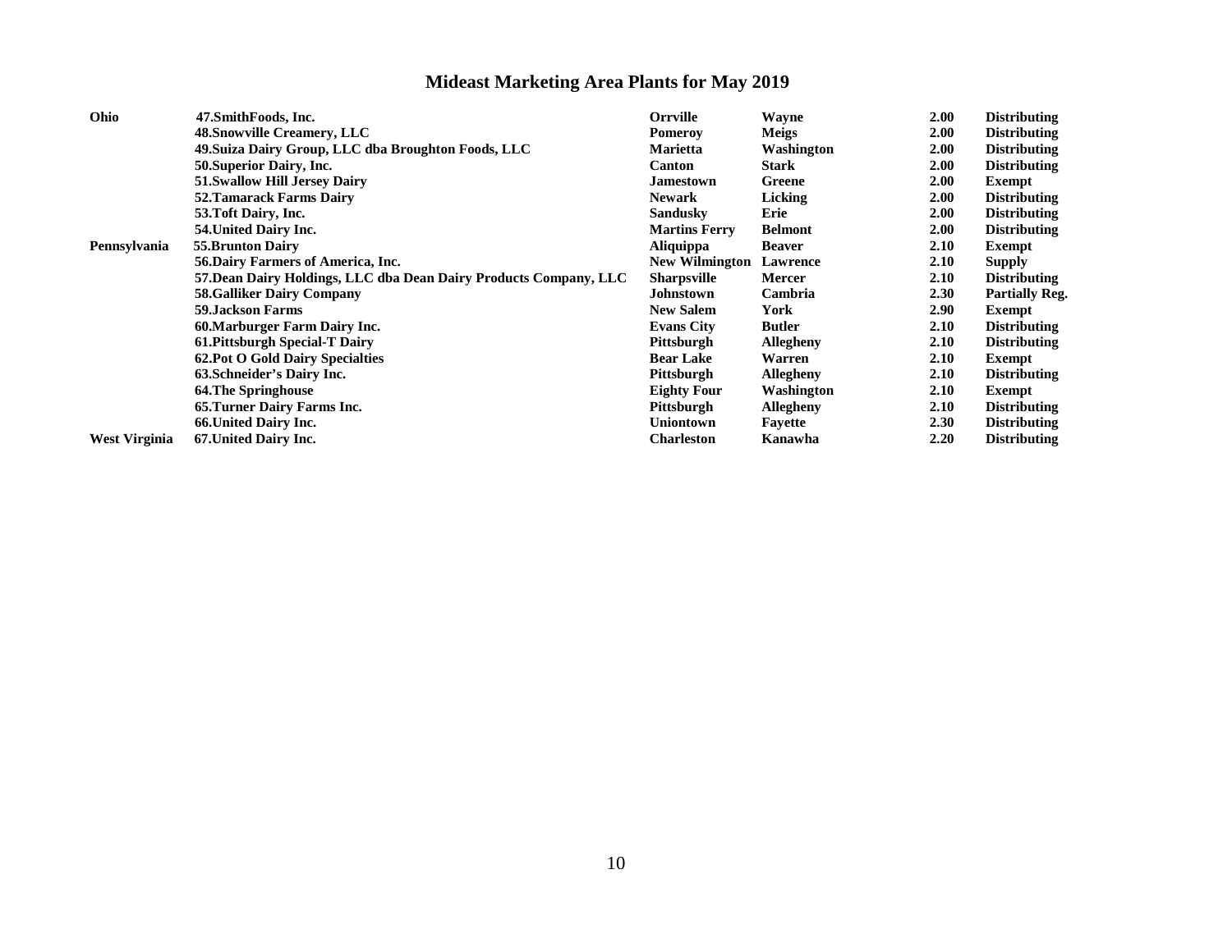# Mideast Marketing Area Plants for May 2019

| | | | | | |
|---|---|---|---|---|---|
| **Ohio** | **47.SmithFoods, Inc.** | **Orrville** | **Wayne** | **2.00** | **Distributing** |
| | **48.Snowville Creamery, LLC** | **Pomeroy** | **Meigs** | **2.00** | **Distributing** |
| | **49.Suiza Dairy Group, LLC dba Broughton Foods, LLC** | **Marietta** | **Washington** | **2.00** | **Distributing** |
| | **50.Superior Dairy, Inc.** | **Canton** | **Stark** | **2.00** | **Distributing** |
| | **51.Swallow Hill Jersey Dairy** | **Jamestown** | **Greene** | **2.00** | **Exempt** |
| | **52.Tamarack Farms Dairy** | **Newark** | **Licking** | **2.00** | **Distributing** |
| | **53.Toft Dairy, Inc.** | **Sandusky** | **Erie** | **2.00** | **Distributing** |
| | **54.United Dairy Inc.** | **Martins Ferry** | **Belmont** | **2.00** | **Distributing** |
| **Pennsylvania** | **55.Brunton Dairy** | **Aliquippa** | **Beaver** | **2.10** | **Exempt** |
| | **56.Dairy Farmers of America, Inc.** | **New Wilmington** | **Lawrence** | **2.10** | **Supply** |
| | **57.Dean Dairy Holdings, LLC dba Dean Dairy Products Company, LLC** | **Sharpsville** | **Mercer** | **2.10** | **Distributing** |
| | **58.Galliker Dairy Company** | **Johnstown** | **Cambria** | **2.30** | **Partially Reg.** |
| | **59.Jackson Farms** | **New Salem** | **York** | **2.90** | **Exempt** |
| | **60.Marburger Farm Dairy Inc.** | **Evans City** | **Butler** | **2.10** | **Distributing** |
| | **61.Pittsburgh Special-T Dairy** | **Pittsburgh** | **Allegheny** | **2.10** | **Distributing** |
| | **62.Pot O Gold Dairy Specialties** | **Bear Lake** | **Warren** | **2.10** | **Exempt** |
| | **63.Schneider's Dairy Inc.** | **Pittsburgh** | **Allegheny** | **2.10** | **Distributing** |
| | **64.The Springhouse** | **Eighty Four** | **Washington** | **2.10** | **Exempt** |
| | **65.Turner Dairy Farms Inc.** | **Pittsburgh** | **Allegheny** | **2.10** | **Distributing** |
| | **66.United Dairy Inc.** | **Uniontown** | **Fayette** | **2.30** | **Distributing** |
| **West Virginia** | **67.United Dairy Inc.** | **Charleston** | **Kanawha** | **2.20** | **Distributing** |